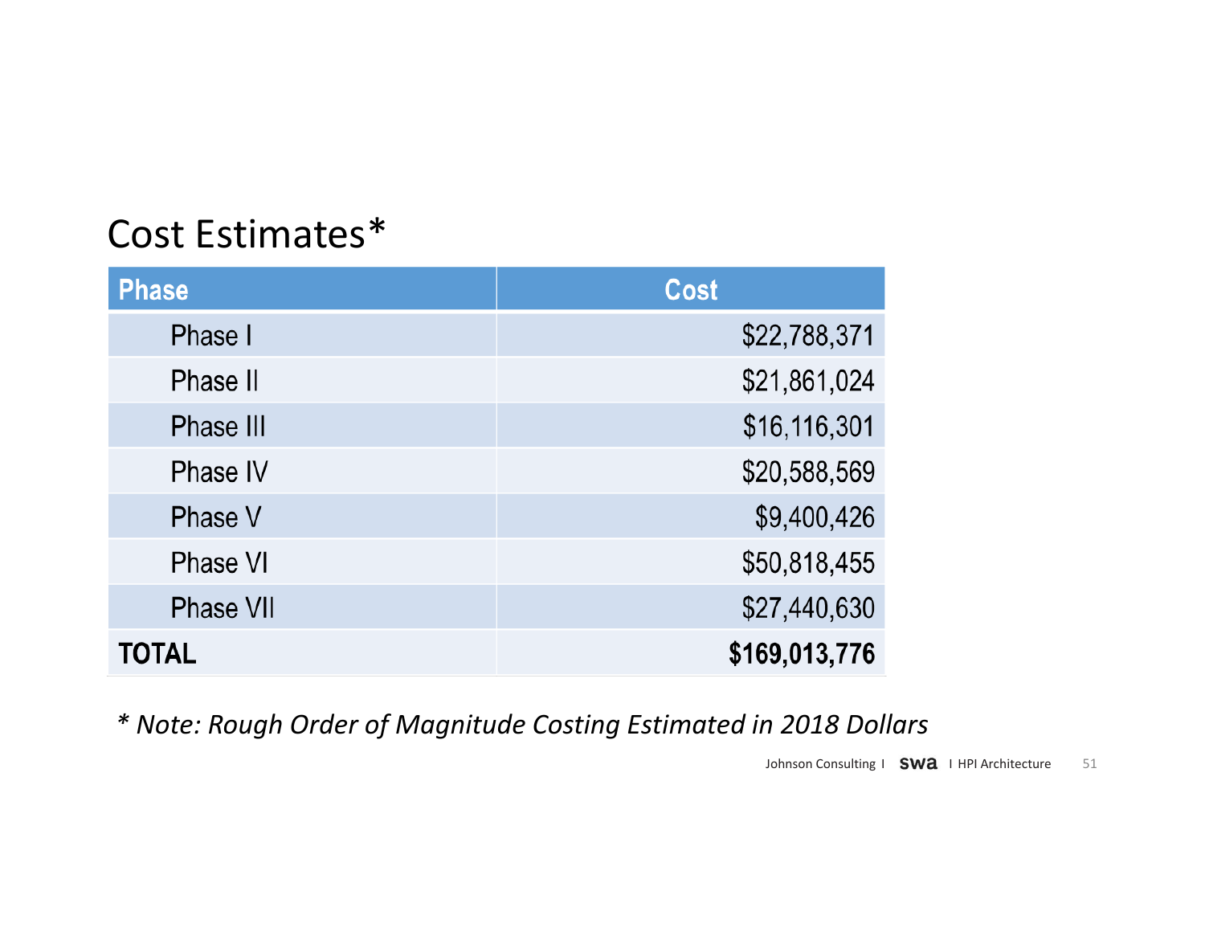## Cost Estimates*

| Phase | Cost |
|---|---|
| Phase I | $22,788,371 |
| Phase II | $21,861,024 |
| Phase III | $16,116,301 |
| Phase IV | $20,588,569 |
| Phase V | $9,400,426 |
| Phase VI | $50,818,455 |
| Phase VII | $27,440,630 |
| **TOTAL** | **$169,013,776** |

*\* Note: Rough Order of Magnitude Costing Estimated in 2018 Dollars*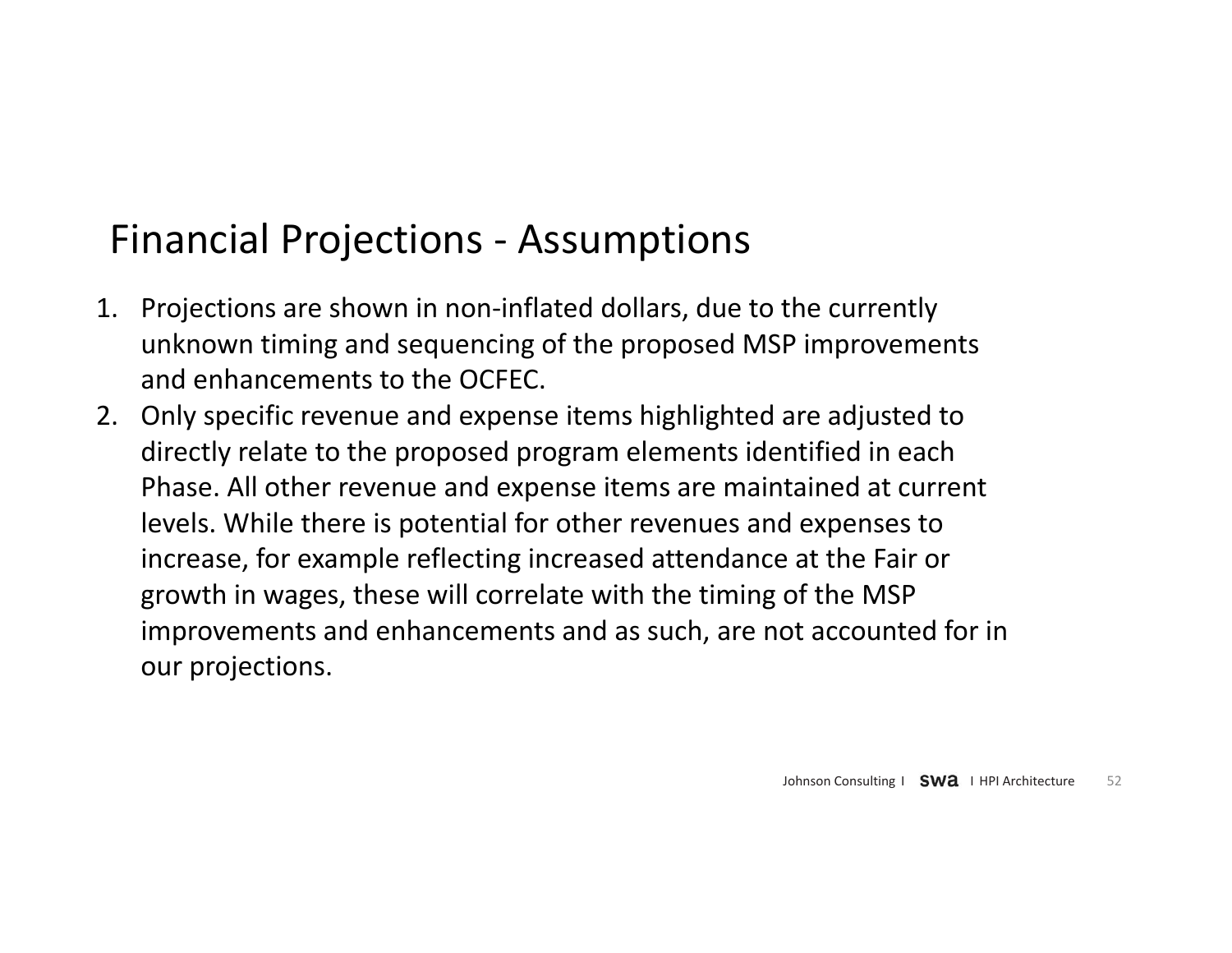## Financial Projections - Assumptions

1. Projections are shown in non-inflated dollars, due to the currently unknown timing and sequencing of the proposed MSP improvements and enhancements to the OCFEC.
2. Only specific revenue and expense items highlighted are adjusted to directly relate to the proposed program elements identified in each Phase. All other revenue and expense items are maintained at current levels. While there is potential for other revenues and expenses to increase, for example reflecting increased attendance at the Fair or growth in wages, these will correlate with the timing of the MSP improvements and enhancements and as such, are not accounted for in our projections.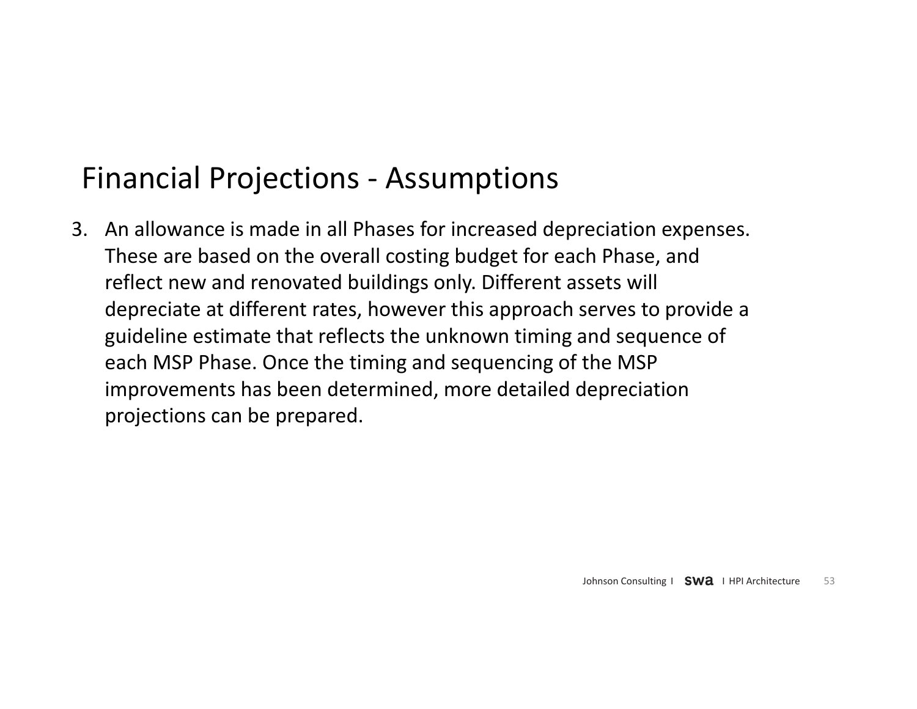# Financial Projections - Assumptions

3. An allowance is made in all Phases for increased depreciation expenses. These are based on the overall costing budget for each Phase, and reflect new and renovated buildings only. Different assets will depreciate at different rates, however this approach serves to provide a guideline estimate that reflects the unknown timing and sequence of each MSP Phase. Once the timing and sequencing of the MSP improvements has been determined, more detailed depreciation projections can be prepared.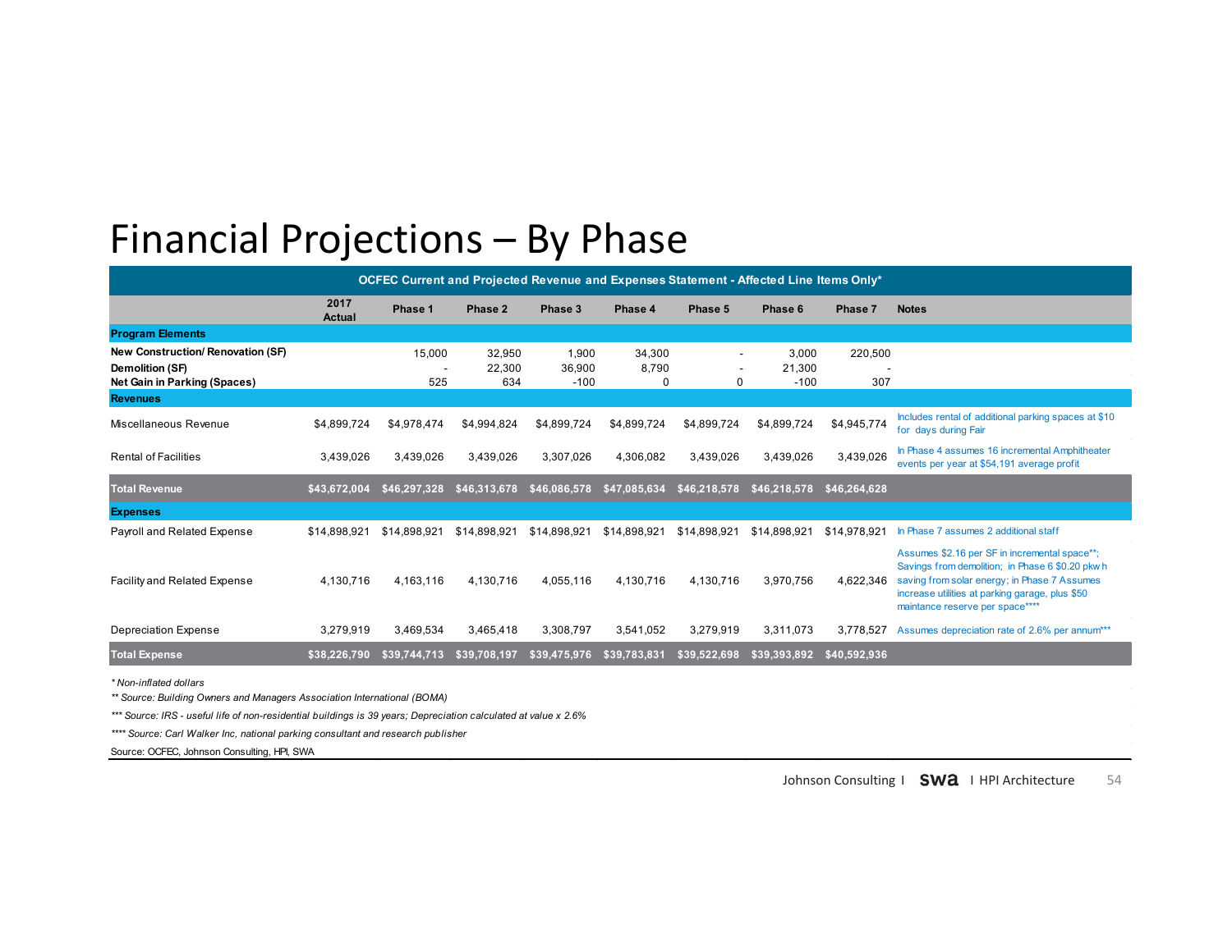# Financial Projections – By Phase

| OCFEC Current and Projected Revenue and Expenses Statement - Affected Line Items Only* | | | | | | | | | |
|---|---|---|---|---|---|---|---|---|---|
| | 2017 Actual | Phase 1 | Phase 2 | Phase 3 | Phase 4 | Phase 5 | Phase 6 | Phase 7 | Notes |
| **Program Elements** | | | | | | | | | |
| **New Construction/ Renovation (SF)** | | 15,000 | 32,950 | 1,900 | 34,300 | - | 3,000 | 220,500 | |
| **Demolition (SF)** | | - | 22,300 | 36,900 | 8,790 | - | 21,300 | - | |
| **Net Gain in Parking (Spaces)** | | 525 | 634 | -100 | 0 | 0 | -100 | 307 | |
| **Revenues** | | | | | | | | | |
| Miscellaneous Revenue | $4,899,724 | $4,978,474 | $4,994,824 | $4,899,724 | $4,899,724 | $4,899,724 | $4,899,724 | $4,945,774 | Includes rental of additional parking spaces at $10 for days during Fair |
| Rental of Facilities | 3,439,026 | 3,439,026 | 3,439,026 | 3,307,026 | 4,306,082 | 3,439,026 | 3,439,026 | 3,439,026 | In Phase 4 assumes 16 incremental Amphitheater events per year at $54,191 average profit |
| **Total Revenue** | **$43,672,004** | **$46,297,328** | **$46,313,678** | **$46,086,578** | **$47,085,634** | **$46,218,578** | **$46,218,578** | **$46,264,628** | |
| **Expenses** | | | | | | | | | |
| Payroll and Related Expense | $14,898,921 | $14,898,921 | $14,898,921 | $14,898,921 | $14,898,921 | $14,898,921 | $14,898,921 | $14,978,921 | In Phase 7 assumes 2 additional staff |
| Facility and Related Expense | 4,130,716 | 4,163,116 | 4,130,716 | 4,055,116 | 4,130,716 | 4,130,716 | 3,970,756 | 4,622,346 | Assumes $2.16 per SF in incremental space**; Savings from demolition; in Phase 6 $0.20 pkwh saving from solar energy; in Phase 7 Assumes increase utilities at parking garage, plus $50 maintance reserve per space**** |
| Depreciation Expense | 3,279,919 | 3,469,534 | 3,465,418 | 3,308,797 | 3,541,052 | 3,279,919 | 3,311,073 | 3,778,527 | Assumes depreciation rate of 2.6% per annum*** |
| **Total Expense** | **$38,226,790** | **$39,744,713** | **$39,708,197** | **$39,475,976** | **$39,783,831** | **$39,522,698** | **$39,393,892** | **$40,592,936** | |

*\* Non-inflated dollars*

*\*\* Source: Building Owners and Managers Association International (BOMA)*

*\*\*\* Source: IRS - useful life of non-residential buildings is 39 years; Depreciation calculated at value x 2.6%*

*\*\*\*\* Source: Carl Walker Inc, national parking consultant and research publisher*

Source: OCFEC, Johnson Consulting, HPI, SWA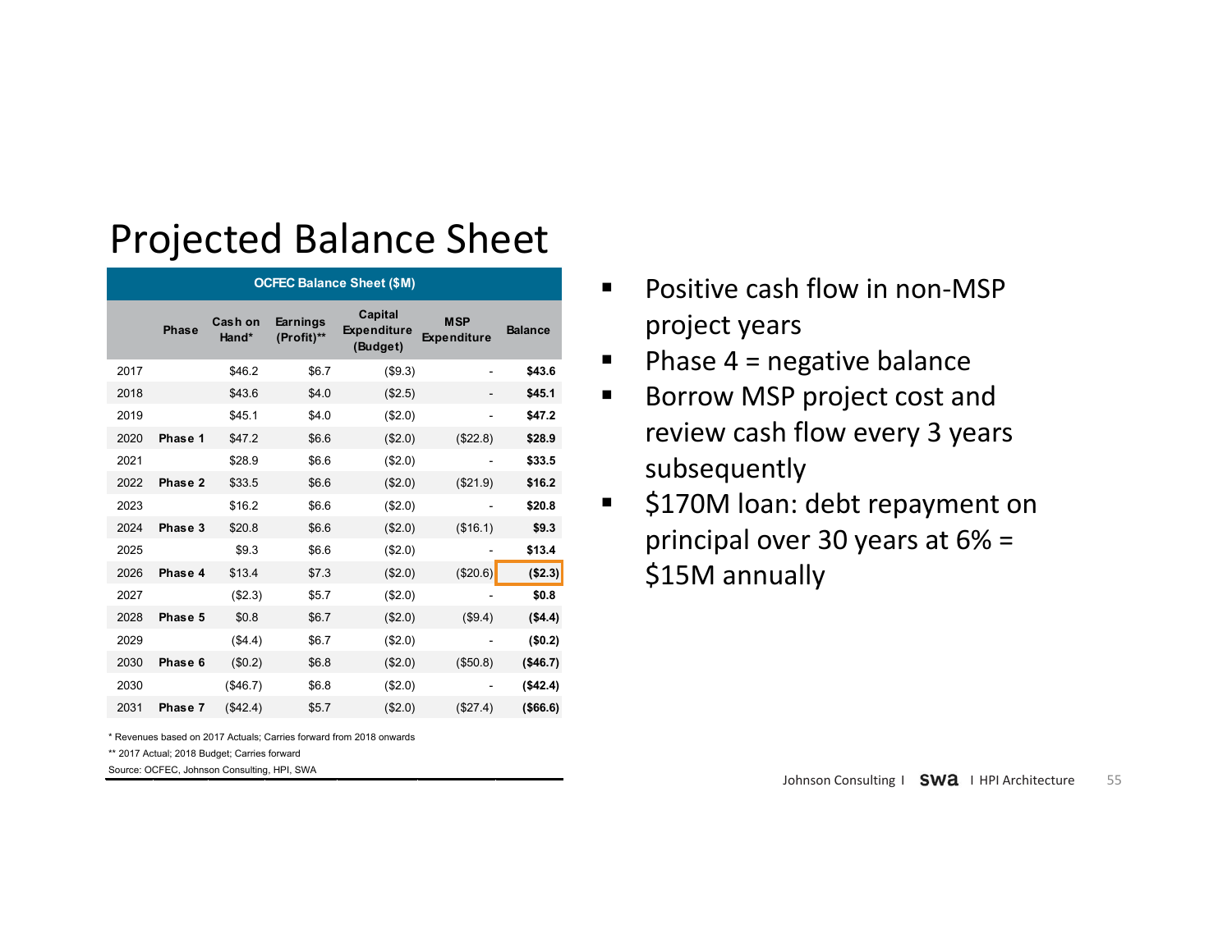# Projected Balance Sheet

| OCFEC Balance Sheet ($M) | | | | | | |
|---|---|---|---|---|---|---|
| | Phase | Cash on Hand* | Earnings (Profit)** | Capital Expenditure (Budget) | MSP Expenditure | Balance |
| 2017 | | $46.2 | $6.7 | ($9.3) | - | **$43.6** |
| 2018 | | $43.6 | $4.0 | ($2.5) | - | **$45.1** |
| 2019 | | $45.1 | $4.0 | ($2.0) | - | **$47.2** |
| 2020 | **Phase 1** | $47.2 | $6.6 | ($2.0) | ($22.8) | **$28.9** |
| 2021 | | $28.9 | $6.6 | ($2.0) | - | **$33.5** |
| 2022 | **Phase 2** | $33.5 | $6.6 | ($2.0) | ($21.9) | **$16.2** |
| 2023 | | $16.2 | $6.6 | ($2.0) | - | **$20.8** |
| 2024 | **Phase 3** | $20.8 | $6.6 | ($2.0) | ($16.1) | **$9.3** |
| 2025 | | $9.3 | $6.6 | ($2.0) | - | **$13.4** |
| 2026 | **Phase 4** | $13.4 | $7.3 | ($2.0) | ($20.6) | **($2.3)** |
| 2027 | | ($2.3) | $5.7 | ($2.0) | - | **$0.8** |
| 2028 | **Phase 5** | $0.8 | $6.7 | ($2.0) | ($9.4) | **($4.4)** |
| 2029 | | ($4.4) | $6.7 | ($2.0) | - | **($0.2)** |
| 2030 | **Phase 6** | ($0.2) | $6.8 | ($2.0) | ($50.8) | **($46.7)** |
| 2030 | | ($46.7) | $6.8 | ($2.0) | - | **($42.4)** |
| 2031 | **Phase 7** | ($42.4) | $5.7 | ($2.0) | ($27.4) | **($66.6)** |

\* Revenues based on 2017 Actuals; Carries forward from 2018 onwards

\*\* 2017 Actual; 2018 Budget; Carries forward

Source: OCFEC, Johnson Consulting, HPI, SWA

- Positive cash flow in non-MSP project years
- Phase 4 = negative balance
- Borrow MSP project cost and review cash flow every 3 years subsequently
- $170M loan: debt repayment on principal over 30 years at 6% = $15M annually